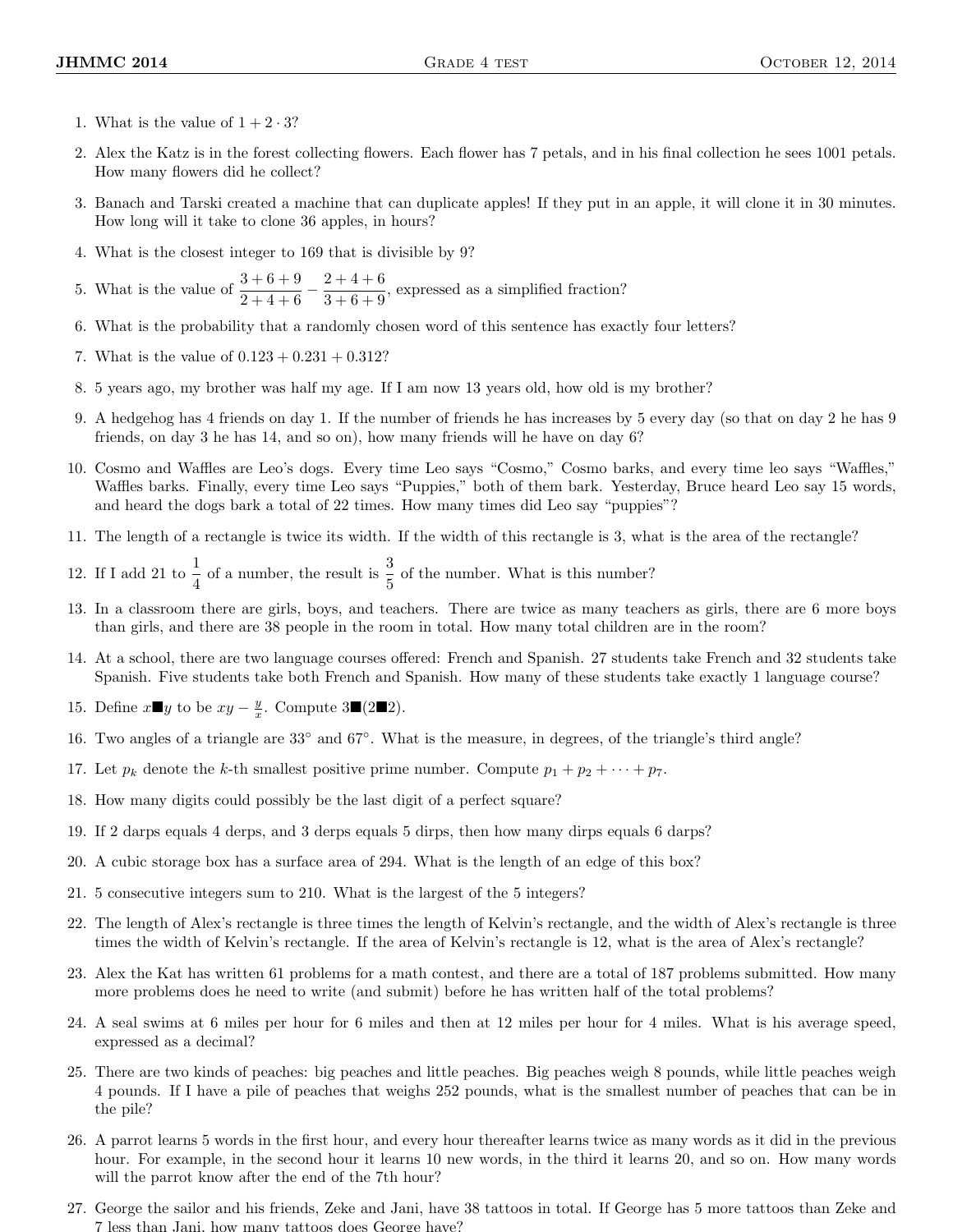1. What is the value of $1 + 2 \cdot 3$?

2. Alex the Katz is in the forest collecting flowers. Each flower has 7 petals, and in his final collection he sees 1001 petals. How many flowers did he collect?

3. Banach and Tarski created a machine that can duplicate apples! If they put in an apple, it will clone it in 30 minutes. How long will it take to clone 36 apples, in hours?

4. What is the closest integer to 169 that is divisible by 9?

5. What is the value of $\dfrac{3+6+9}{2+4+6} - \dfrac{2+4+6}{3+6+9}$, expressed as a simplified fraction?

6. What is the probability that a randomly chosen word of this sentence has exactly four letters?

7. What is the value of $0.123 + 0.231 + 0.312$?

8. 5 years ago, my brother was half my age. If I am now 13 years old, how old is my brother?

9. A hedgehog has 4 friends on day 1. If the number of friends he has increases by 5 every day (so that on day 2 he has 9 friends, on day 3 he has 14, and so on), how many friends will he have on day 6?

10. Cosmo and Waffles are Leo's dogs. Every time Leo says "Cosmo," Cosmo barks, and every time leo says "Waffles," Waffles barks. Finally, every time Leo says "Puppies," both of them bark. Yesterday, Bruce heard Leo say 15 words, and heard the dogs bark a total of 22 times. How many times did Leo say "puppies"?

11. The length of a rectangle is twice its width. If the width of this rectangle is 3, what is the area of the rectangle?

12. If I add 21 to $\dfrac{1}{4}$ of a number, the result is $\dfrac{3}{5}$ of the number. What is this number?

13. In a classroom there are girls, boys, and teachers. There are twice as many teachers as girls, there are 6 more boys than girls, and there are 38 people in the room in total. How many total children are in the room?

14. At a school, there are two language courses offered: French and Spanish. 27 students take French and 32 students take Spanish. Five students take both French and Spanish. How many of these students take exactly 1 language course?

15. Define $x \blacksquare y$ to be $xy - \frac{y}{x}$. Compute $3 \blacksquare (2 \blacksquare 2)$.

16. Two angles of a triangle are $33^\circ$ and $67^\circ$. What is the measure, in degrees, of the triangle's third angle?

17. Let $p_k$ denote the $k$-th smallest positive prime number. Compute $p_1 + p_2 + \cdots + p_7$.

18. How many digits could possibly be the last digit of a perfect square?

19. If 2 darps equals 4 derps, and 3 derps equals 5 dirps, then how many dirps equals 6 darps?

20. A cubic storage box has a surface area of 294. What is the length of an edge of this box?

21. 5 consecutive integers sum to 210. What is the largest of the 5 integers?

22. The length of Alex's rectangle is three times the length of Kelvin's rectangle, and the width of Alex's rectangle is three times the width of Kelvin's rectangle. If the area of Kelvin's rectangle is 12, what is the area of Alex's rectangle?

23. Alex the Kat has written 61 problems for a math contest, and there are a total of 187 problems submitted. How many more problems does he need to write (and submit) before he has written half of the total problems?

24. A seal swims at 6 miles per hour for 6 miles and then at 12 miles per hour for 4 miles. What is his average speed, expressed as a decimal?

25. There are two kinds of peaches: big peaches and little peaches. Big peaches weigh 8 pounds, while little peaches weigh 4 pounds. If I have a pile of peaches that weighs 252 pounds, what is the smallest number of peaches that can be in the pile?

26. A parrot learns 5 words in the first hour, and every hour thereafter learns twice as many words as it did in the previous hour. For example, in the second hour it learns 10 new words, in the third it learns 20, and so on. How many words will the parrot know after the end of the 7th hour?

27. George the sailor and his friends, Zeke and Jani, have 38 tattoos in total. If George has 5 more tattoos than Zeke and 7 less than Jani, how many tattoos does George have?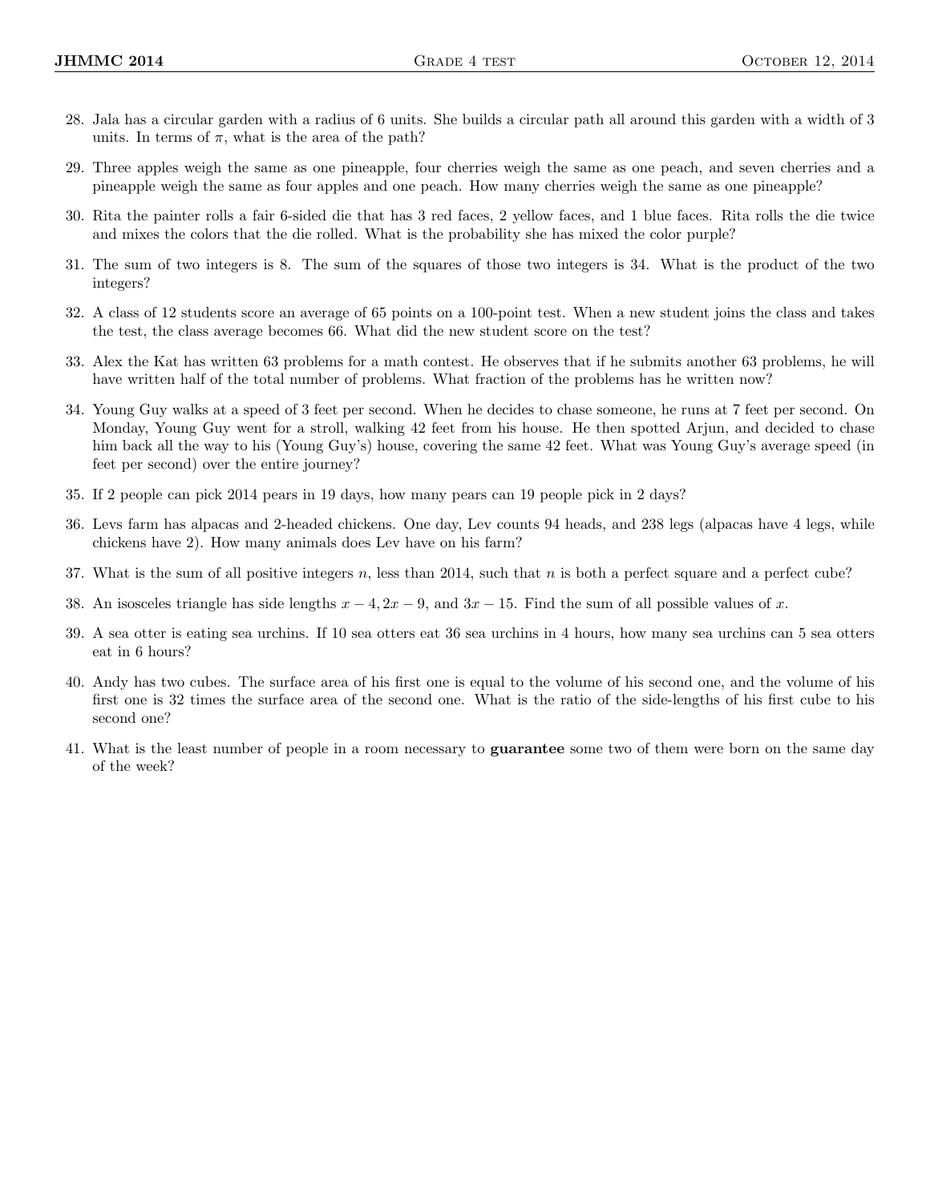28. Jala has a circular garden with a radius of 6 units. She builds a circular path all around this garden with a width of 3 units. In terms of $\pi$, what is the area of the path?

29. Three apples weigh the same as one pineapple, four cherries weigh the same as one peach, and seven cherries and a pineapple weigh the same as four apples and one peach. How many cherries weigh the same as one pineapple?

30. Rita the painter rolls a fair 6-sided die that has 3 red faces, 2 yellow faces, and 1 blue faces. Rita rolls the die twice and mixes the colors that the die rolled. What is the probability she has mixed the color purple?

31. The sum of two integers is 8. The sum of the squares of those two integers is 34. What is the product of the two integers?

32. A class of 12 students score an average of 65 points on a 100-point test. When a new student joins the class and takes the test, the class average becomes 66. What did the new student score on the test?

33. Alex the Kat has written 63 problems for a math contest. He observes that if he submits another 63 problems, he will have written half of the total number of problems. What fraction of the problems has he written now?

34. Young Guy walks at a speed of 3 feet per second. When he decides to chase someone, he runs at 7 feet per second. On Monday, Young Guy went for a stroll, walking 42 feet from his house. He then spotted Arjun, and decided to chase him back all the way to his (Young Guy's) house, covering the same 42 feet. What was Young Guy's average speed (in feet per second) over the entire journey?

35. If 2 people can pick 2014 pears in 19 days, how many pears can 19 people pick in 2 days?

36. Levs farm has alpacas and 2-headed chickens. One day, Lev counts 94 heads, and 238 legs (alpacas have 4 legs, while chickens have 2). How many animals does Lev have on his farm?

37. What is the sum of all positive integers $n$, less than 2014, such that $n$ is both a perfect square and a perfect cube?

38. An isosceles triangle has side lengths $x - 4, 2x - 9$, and $3x - 15$. Find the sum of all possible values of $x$.

39. A sea otter is eating sea urchins. If 10 sea otters eat 36 sea urchins in 4 hours, how many sea urchins can 5 sea otters eat in 6 hours?

40. Andy has two cubes. The surface area of his first one is equal to the volume of his second one, and the volume of his first one is 32 times the surface area of the second one. What is the ratio of the side-lengths of his first cube to his second one?

41. What is the least number of people in a room necessary to **guarantee** some two of them were born on the same day of the week?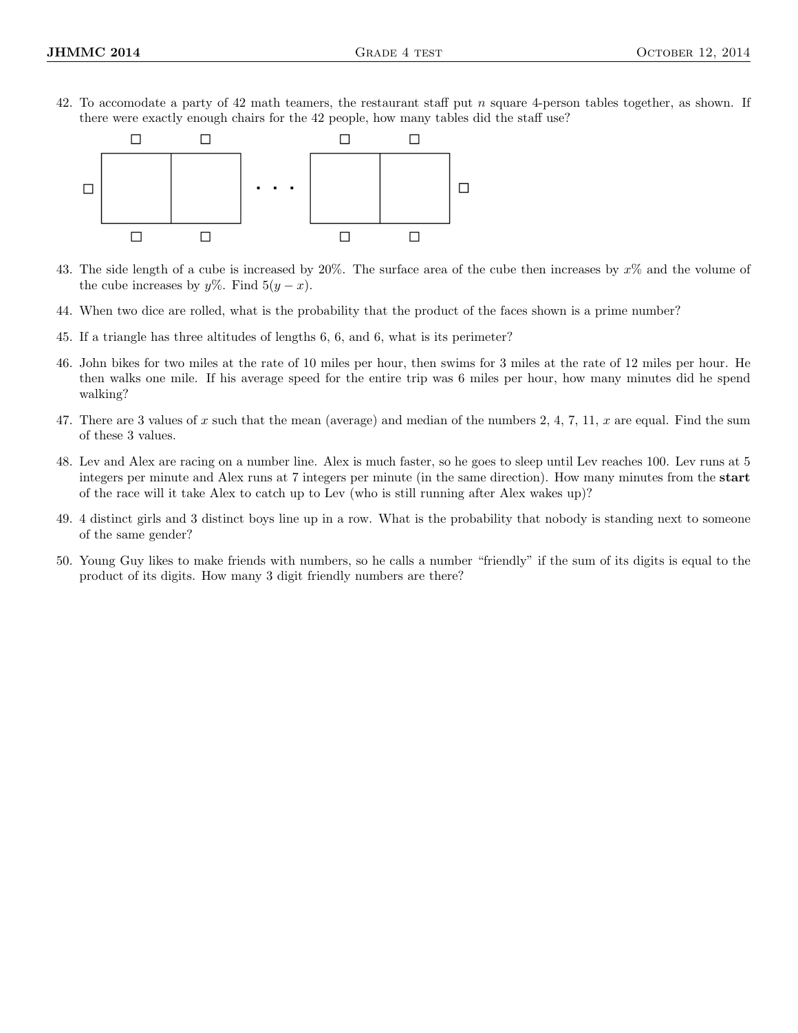42. To accomodate a party of 42 math teamers, the restaurant staff put $n$ square 4-person tables together, as shown. If there were exactly enough chairs for the 42 people, how many tables did the staff use?

43. The side length of a cube is increased by 20%. The surface area of the cube then increases by $x$% and the volume of the cube increases by $y$%. Find $5(y - x)$.

44. When two dice are rolled, what is the probability that the product of the faces shown is a prime number?

45. If a triangle has three altitudes of lengths 6, 6, and 6, what is its perimeter?

46. John bikes for two miles at the rate of 10 miles per hour, then swims for 3 miles at the rate of 12 miles per hour. He then walks one mile. If his average speed for the entire trip was 6 miles per hour, how many minutes did he spend walking?

47. There are 3 values of $x$ such that the mean (average) and median of the numbers 2, 4, 7, 11, $x$ are equal. Find the sum of these 3 values.

48. Lev and Alex are racing on a number line. Alex is much faster, so he goes to sleep until Lev reaches 100. Lev runs at 5 integers per minute and Alex runs at 7 integers per minute (in the same direction). How many minutes from the **start** of the race will it take Alex to catch up to Lev (who is still running after Alex wakes up)?

49. 4 distinct girls and 3 distinct boys line up in a row. What is the probability that nobody is standing next to someone of the same gender?

50. Young Guy likes to make friends with numbers, so he calls a number "friendly" if the sum of its digits is equal to the product of its digits. How many 3 digit friendly numbers are there?